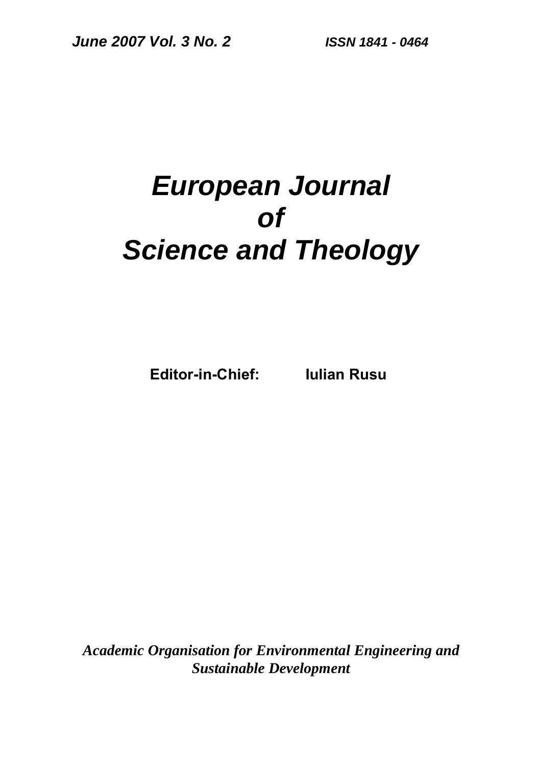*June 2007 Vol. 3 No. 2* *ISSN 1841 - 0464*

# *European Journal of Science and Theology*

**Editor-in-Chief: Iulian Rusu**

***Academic Organisation for Environmental Engineering and Sustainable Development***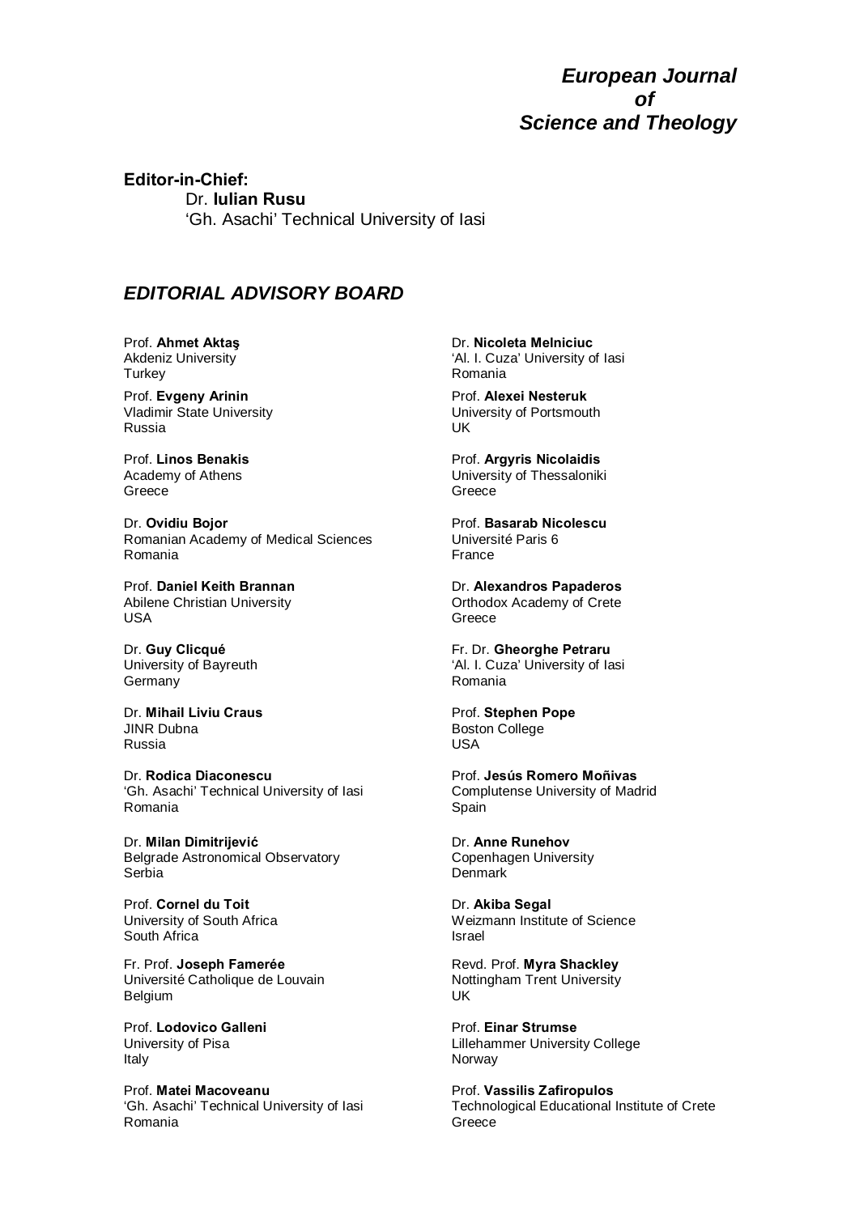# *European Journal of Science and Theology*

**Editor-in-Chief:**

Dr. **Iulian Rusu**
'Gh. Asachi' Technical University of Iasi

## *EDITORIAL ADVISORY BOARD*

Prof. **Ahmet Aktaş**
Akdeniz University
Turkey

Prof. **Evgeny Arinin**
Vladimir State University
Russia

Prof. **Linos Benakis**
Academy of Athens
Greece

Dr. **Ovidiu Bojor**
Romanian Academy of Medical Sciences
Romania

Prof. **Daniel Keith Brannan**
Abilene Christian University
USA

Dr. **Guy Clicqué**
University of Bayreuth
Germany

Dr. **Mihail Liviu Craus**
JINR Dubna
Russia

Dr. **Rodica Diaconescu**
'Gh. Asachi' Technical University of Iasi
Romania

Dr. **Milan Dimitrijević**
Belgrade Astronomical Observatory
Serbia

Prof. **Cornel du Toit**
University of South Africa
South Africa

Fr. Prof. **Joseph Famerée**
Université Catholique de Louvain
Belgium

Prof. **Lodovico Galleni**
University of Pisa
Italy

Prof. **Matei Macoveanu**
'Gh. Asachi' Technical University of Iasi
Romania

Dr. **Nicoleta Melniciuc**
'Al. I. Cuza' University of Iasi
Romania

Prof. **Alexei Nesteruk**
University of Portsmouth
UK

Prof. **Argyris Nicolaidis**
University of Thessaloniki
Greece

Prof. **Basarab Nicolescu**
Université Paris 6
France

Dr. **Alexandros Papaderos**
Orthodox Academy of Crete
Greece

Fr. Dr. **Gheorghe Petraru**
'Al. I. Cuza' University of Iasi
Romania

Prof. **Stephen Pope**
Boston College
USA

Prof. **Jesús Romero Moñivas**
Complutense University of Madrid
Spain

Dr. **Anne Runehov**
Copenhagen University
Denmark

Dr. **Akiba Segal**
Weizmann Institute of Science
Israel

Revd. Prof. **Myra Shackley**
Nottingham Trent University
UK

Prof. **Einar Strumse**
Lillehammer University College
Norway

Prof. **Vassilis Zafiropulos**
Technological Educational Institute of Crete
Greece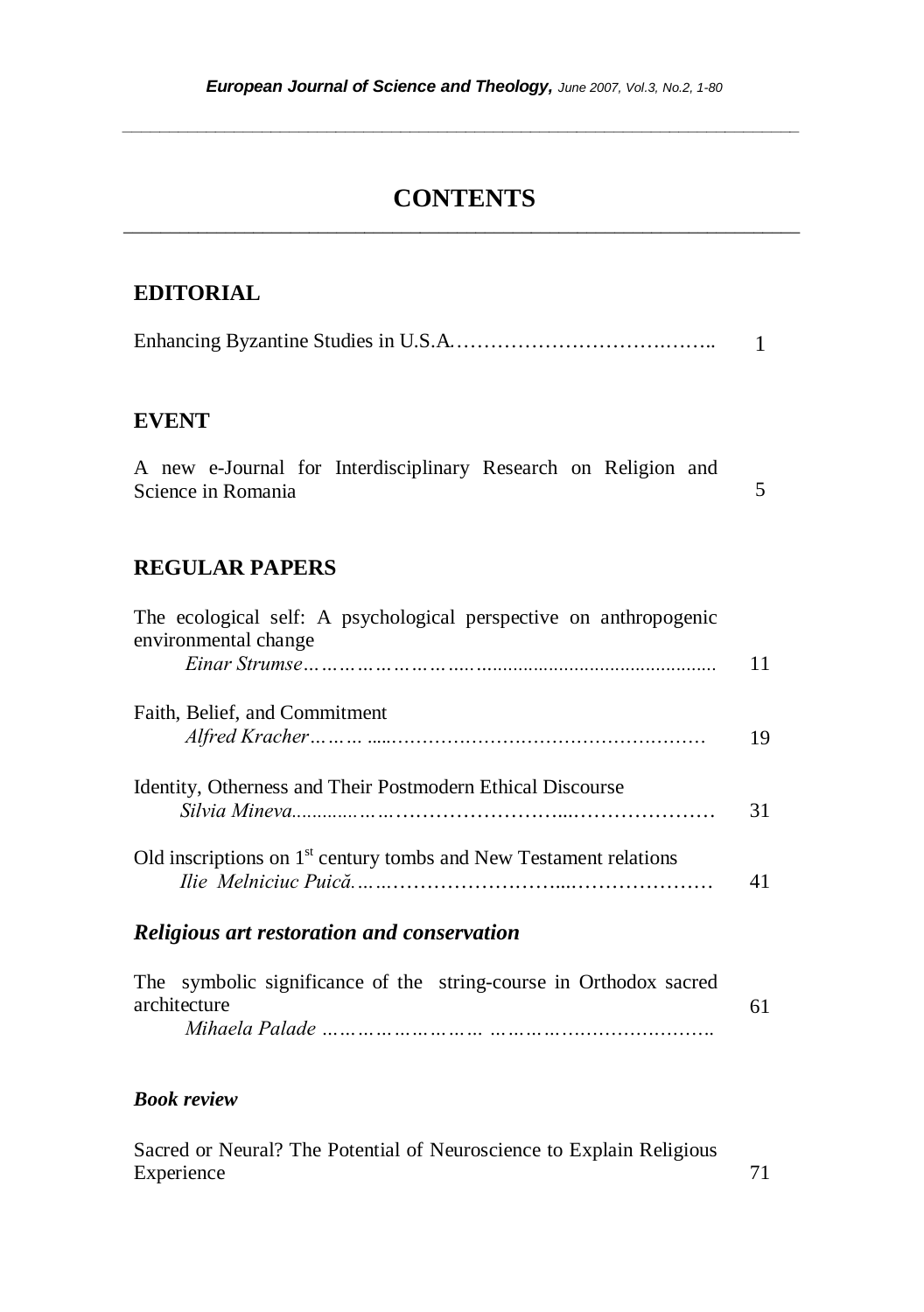# CONTENTS

## EDITORIAL

Enhancing Byzantine Studies in U.S.A. ........ 1

## EVENT

A new e-Journal for Interdisciplinary Research on Religion and Science in Romania ........ 5

## REGULAR PAPERS

The ecological self: A psychological perspective on anthropogenic environmental change
*Einar Strumse* ........ 11

Faith, Belief, and Commitment
*Alfred Kracher* ........ 19

Identity, Otherness and Their Postmodern Ethical Discourse
*Silvia Mineva* ........ 31

Old inscriptions on 1st century tombs and New Testament relations
*Ilie Melniciuc Puică* ........ 41

### *Religious art restoration and conservation*

The symbolic significance of the string-course in Orthodox sacred architecture
*Mihaela Palade* ........ 61

### *Book review*

Sacred or Neural? The Potential of Neuroscience to Explain Religious Experience ........ 71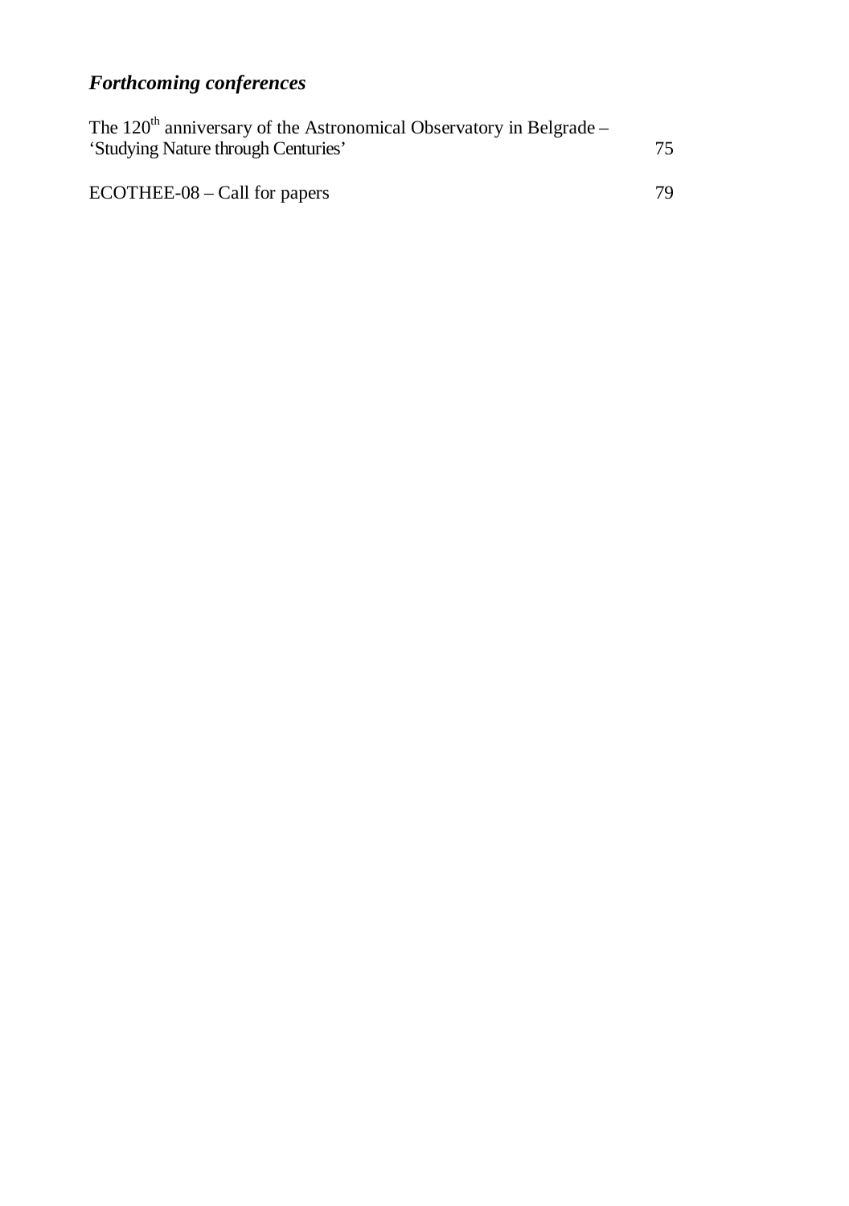## *Forthcoming conferences*

The 120th anniversary of the Astronomical Observatory in Belgrade – 'Studying Nature through Centuries' 75

ECOTHEE-08 – Call for papers 79